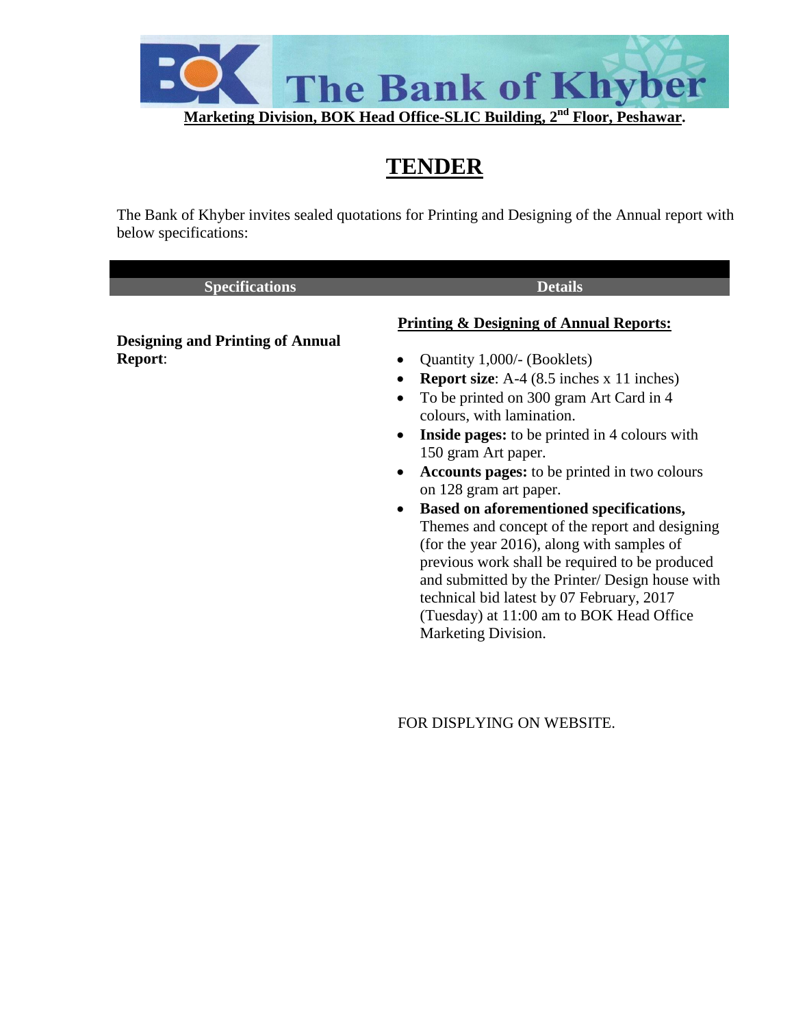The Bank of Khyber

**Marketing Division, BOK Head Office-SLIC Building, 2nd Floor, Peshawar.**

# TENDER

The Bank of Khyber invites sealed quotations for Printing and Designing of the Annual report with below specifications:

| Specifications | Details |
|---|---|
| **Designing and Printing of Annual Report**: | **Printing & Designing of Annual Reports:**<br>• Quantity 1,000/- (Booklets)<br>• **Report size**: A-4 (8.5 inches x 11 inches)<br>• To be printed on 300 gram Art Card in 4 colours, with lamination.<br>• **Inside pages:** to be printed in 4 colours with 150 gram Art paper.<br>• **Accounts pages:** to be printed in two colours on 128 gram art paper.<br>• **Based on aforementioned specifications,** Themes and concept of the report and designing (for the year 2016), along with samples of previous work shall be required to be produced and submitted by the Printer/ Design house with technical bid latest by 07 February, 2017 (Tuesday) at 11:00 am to BOK Head Office Marketing Division. |

FOR DISPLYING ON WEBSITE.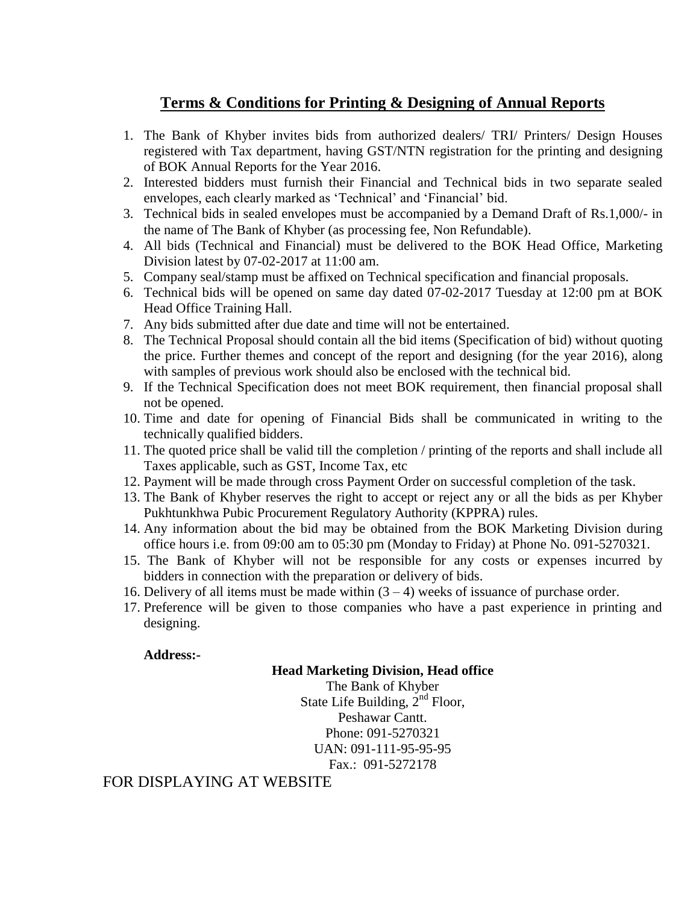## Terms & Conditions for Printing & Designing of Annual Reports

1. The Bank of Khyber invites bids from authorized dealers/ TRI/ Printers/ Design Houses registered with Tax department, having GST/NTN registration for the printing and designing of BOK Annual Reports for the Year 2016.
2. Interested bidders must furnish their Financial and Technical bids in two separate sealed envelopes, each clearly marked as 'Technical' and 'Financial' bid.
3. Technical bids in sealed envelopes must be accompanied by a Demand Draft of Rs.1,000/- in the name of The Bank of Khyber (as processing fee, Non Refundable).
4. All bids (Technical and Financial) must be delivered to the BOK Head Office, Marketing Division latest by 07-02-2017 at 11:00 am.
5. Company seal/stamp must be affixed on Technical specification and financial proposals.
6. Technical bids will be opened on same day dated 07-02-2017 Tuesday at 12:00 pm at BOK Head Office Training Hall.
7. Any bids submitted after due date and time will not be entertained.
8. The Technical Proposal should contain all the bid items (Specification of bid) without quoting the price. Further themes and concept of the report and designing (for the year 2016), along with samples of previous work should also be enclosed with the technical bid.
9. If the Technical Specification does not meet BOK requirement, then financial proposal shall not be opened.
10. Time and date for opening of Financial Bids shall be communicated in writing to the technically qualified bidders.
11. The quoted price shall be valid till the completion / printing of the reports and shall include all Taxes applicable, such as GST, Income Tax, etc
12. Payment will be made through cross Payment Order on successful completion of the task.
13. The Bank of Khyber reserves the right to accept or reject any or all the bids as per Khyber Pukhtunkhwa Pubic Procurement Regulatory Authority (KPPRA) rules.
14. Any information about the bid may be obtained from the BOK Marketing Division during office hours i.e. from 09:00 am to 05:30 pm (Monday to Friday) at Phone No. 091-5270321.
15. The Bank of Khyber will not be responsible for any costs or expenses incurred by bidders in connection with the preparation or delivery of bids.
16. Delivery of all items must be made within (3 – 4) weeks of issuance of purchase order.
17. Preference will be given to those companies who have a past experience in printing and designing.

**Address:-**

**Head Marketing Division, Head office**
The Bank of Khyber
State Life Building, 2nd Floor,
Peshawar Cantt.
Phone: 091-5270321
UAN: 091-111-95-95-95
Fax.: 091-5272178

FOR DISPLAYING AT WEBSITE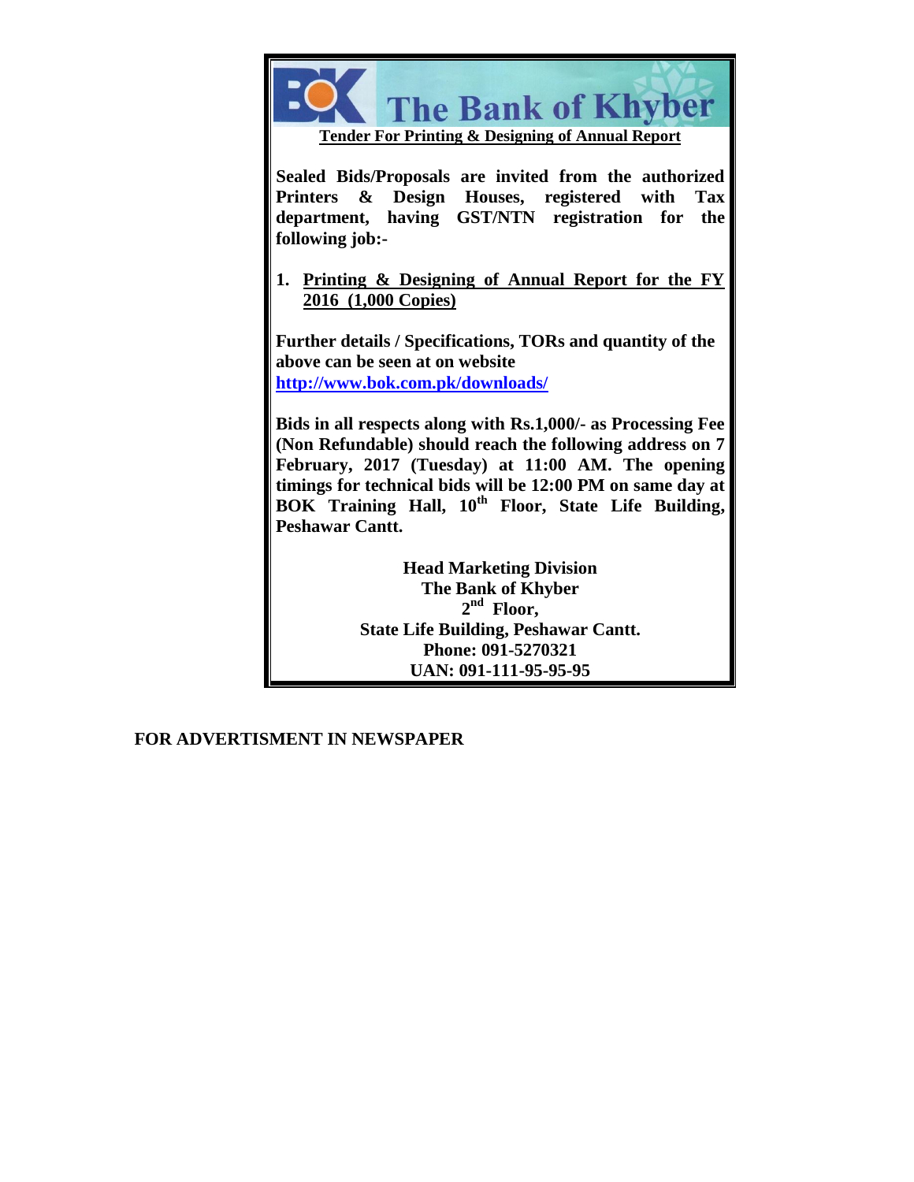# The Bank of Khyber

**Tender For Printing & Designing of Annual Report**

**Sealed Bids/Proposals are invited from the authorized Printers & Design Houses, registered with Tax department, having GST/NTN registration for the following job:-**

1. **Printing & Designing of Annual Report for the FY 2016 (1,000 Copies)**

**Further details / Specifications, TORs and quantity of the above can be seen at on website [http://www.bok.com.pk/downloads/](http://www.bok.com.pk/downloads/)**

**Bids in all respects along with Rs.1,000/- as Processing Fee (Non Refundable) should reach the following address on 7 February, 2017 (Tuesday) at 11:00 AM. The opening timings for technical bids will be 12:00 PM on same day at BOK Training Hall, 10th Floor, State Life Building, Peshawar Cantt.**

**Head Marketing Division**
**The Bank of Khyber**
**2nd Floor,**
**State Life Building, Peshawar Cantt.**
**Phone: 091-5270321**
**UAN: 091-111-95-95-95**

**FOR ADVERTISMENT IN NEWSPAPER**